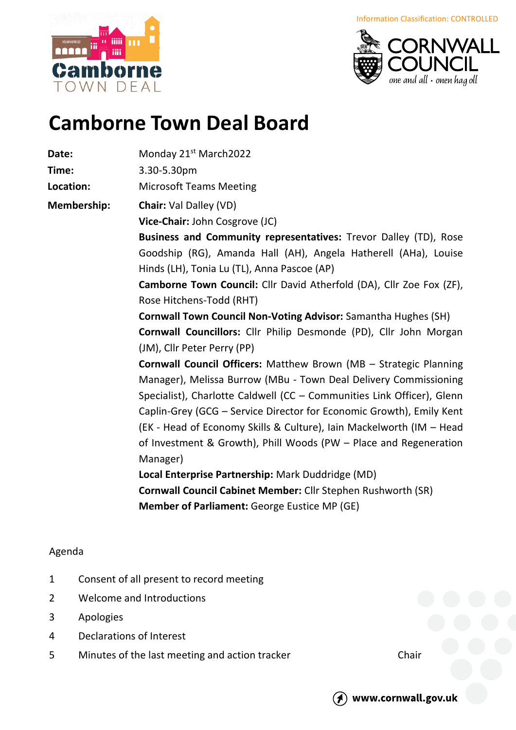Information Classification: CONTROLLED

# Camborne Town Deal Board

| | |
|---|---|
| **Date:** | Monday 21st March2022 |
| **Time:** | 3.30-5.30pm |
| **Location:** | Microsoft Teams Meeting |
| **Membership:** | **Chair:** Val Dalley (VD) |
| | **Vice-Chair:** John Cosgrove (JC) |
| | **Business and Community representatives:** Trevor Dalley (TD), Rose Goodship (RG), Amanda Hall (AH), Angela Hatherell (AHa), Louise Hinds (LH), Tonia Lu (TL), Anna Pascoe (AP) |
| | **Camborne Town Council:** Cllr David Atherfold (DA), Cllr Zoe Fox (ZF), Rose Hitchens-Todd (RHT) |
| | **Cornwall Town Council Non-Voting Advisor:** Samantha Hughes (SH) |
| | **Cornwall Councillors:** Cllr Philip Desmonde (PD), Cllr John Morgan (JM), Cllr Peter Perry (PP) |
| | **Cornwall Council Officers:** Matthew Brown (MB – Strategic Planning Manager), Melissa Burrow (MBu - Town Deal Delivery Commissioning Specialist), Charlotte Caldwell (CC – Communities Link Officer), Glenn Caplin-Grey (GCG – Service Director for Economic Growth), Emily Kent (EK - Head of Economy Skills & Culture), Iain Mackelworth (IM – Head of Investment & Growth), Phill Woods (PW – Place and Regeneration Manager) |
| | **Local Enterprise Partnership:** Mark Duddridge (MD) |
| | **Cornwall Council Cabinet Member:** Cllr Stephen Rushworth (SR) |
| | **Member of Parliament:** George Eustice MP (GE) |

Agenda

| | | |
|---|---|---|
| 1 | Consent of all present to record meeting | |
| 2 | Welcome and Introductions | |
| 3 | Apologies | |
| 4 | Declarations of Interest | |
| 5 | Minutes of the last meeting and action tracker | Chair |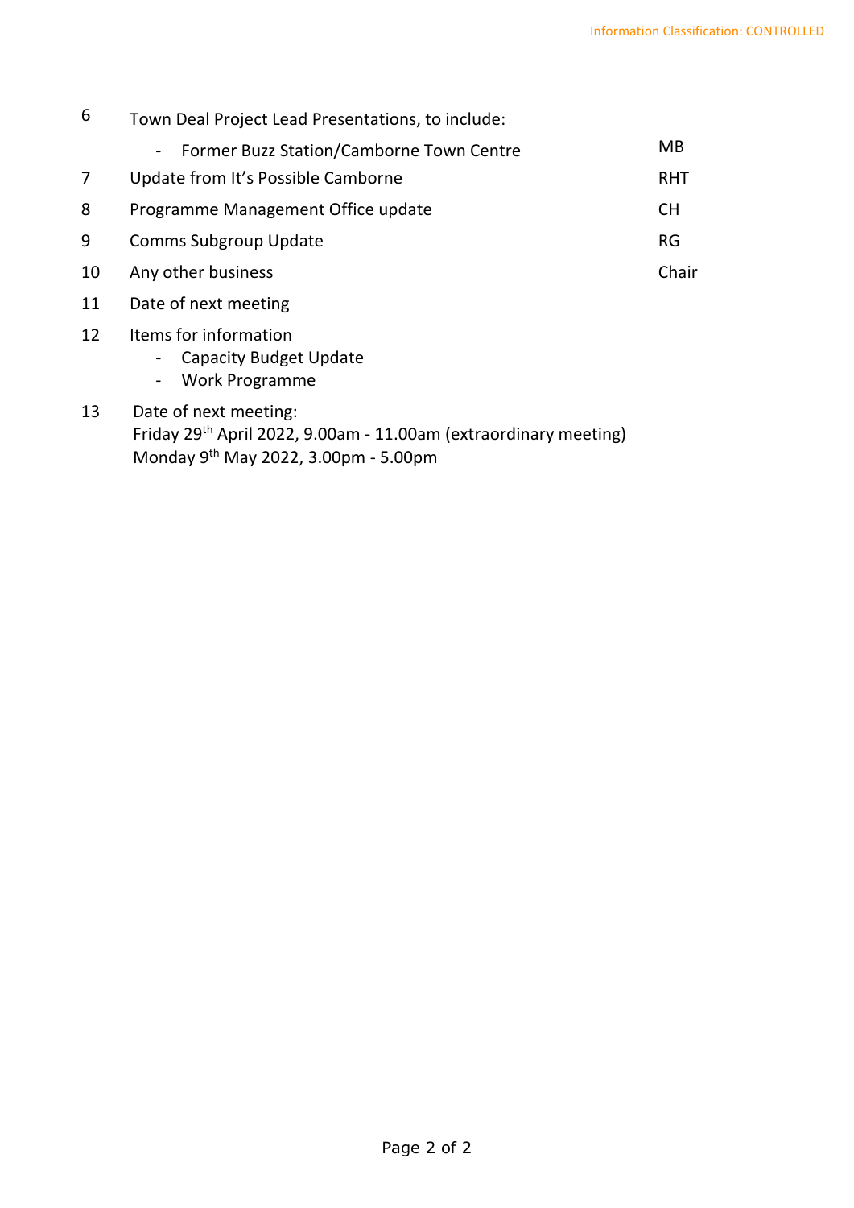| | | |
|---|---|---|
| 6 | Town Deal Project Lead Presentations, to include: | |
| | - Former Buzz Station/Camborne Town Centre | MB |
| 7 | Update from It's Possible Camborne | RHT |
| 8 | Programme Management Office update | CH |
| 9 | Comms Subgroup Update | RG |
| 10 | Any other business | Chair |
| 11 | Date of next meeting | |
| 12 | Items for information<br>- Capacity Budget Update<br>- Work Programme | |
| 13 | Date of next meeting:<br>Friday 29th April 2022, 9.00am - 11.00am (extraordinary meeting)<br>Monday 9th May 2022, 3.00pm - 5.00pm | |